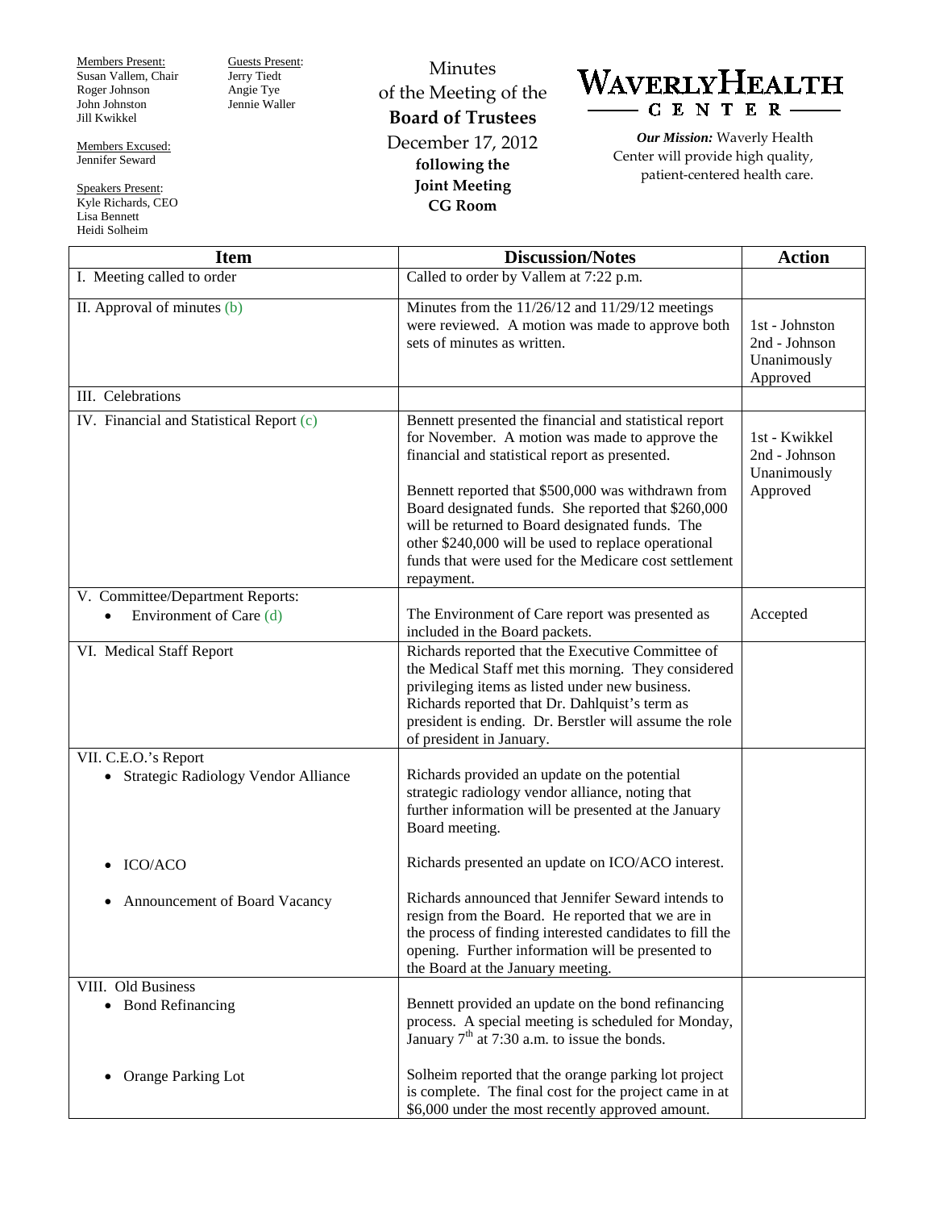Members Present:
Susan Vallem, Chair
Roger Johnson
John Johnston
Jill Kwikkel

Members Excused:
Jennifer Seward

Speakers Present:
Kyle Richards, CEO
Lisa Bennett
Heidi Solheim

Guests Present:
Jerry Tiedt
Angie Tye
Jennie Waller

# Minutes of the Meeting of the **Board of Trustees**

December 17, 2012
**following the Joint Meeting**
**CG Room**

# WAVERLY HEALTH CENTER

***Our Mission:*** Waverly Health Center will provide high quality, patient-centered health care.

| Item | Discussion/Notes | Action |
|---|---|---|
| I. Meeting called to order | Called to order by Vallem at 7:22 p.m. | |
| II. Approval of minutes (b) | Minutes from the 11/26/12 and 11/29/12 meetings were reviewed. A motion was made to approve both sets of minutes as written. | 1st - Johnston<br>2nd - Johnson<br>Unanimously Approved |
| III. Celebrations | | |
| IV. Financial and Statistical Report (c) | Bennett presented the financial and statistical report for November. A motion was made to approve the financial and statistical report as presented.<br><br>Bennett reported that $500,000 was withdrawn from Board designated funds. She reported that $260,000 will be returned to Board designated funds. The other $240,000 will be used to replace operational funds that were used for the Medicare cost settlement repayment. | 1st - Kwikkel<br>2nd - Johnson<br>Unanimously Approved |
| V. Committee/Department Reports:<br>• Environment of Care (d) | The Environment of Care report was presented as included in the Board packets. | Accepted |
| VI. Medical Staff Report | Richards reported that the Executive Committee of the Medical Staff met this morning. They considered privileging items as listed under new business. Richards reported that Dr. Dahlquist's term as president is ending. Dr. Berstler will assume the role of president in January. | |
| VII. C.E.O.'s Report<br>• Strategic Radiology Vendor Alliance | Richards provided an update on the potential strategic radiology vendor alliance, noting that further information will be presented at the January Board meeting. | |
| • ICO/ACO | Richards presented an update on ICO/ACO interest. | |
| • Announcement of Board Vacancy | Richards announced that Jennifer Seward intends to resign from the Board. He reported that we are in the process of finding interested candidates to fill the opening. Further information will be presented to the Board at the January meeting. | |
| VIII. Old Business<br>• Bond Refinancing | Bennett provided an update on the bond refinancing process. A special meeting is scheduled for Monday, January 7th at 7:30 a.m. to issue the bonds. | |
| • Orange Parking Lot | Solheim reported that the orange parking lot project is complete. The final cost for the project came in at $6,000 under the most recently approved amount. | |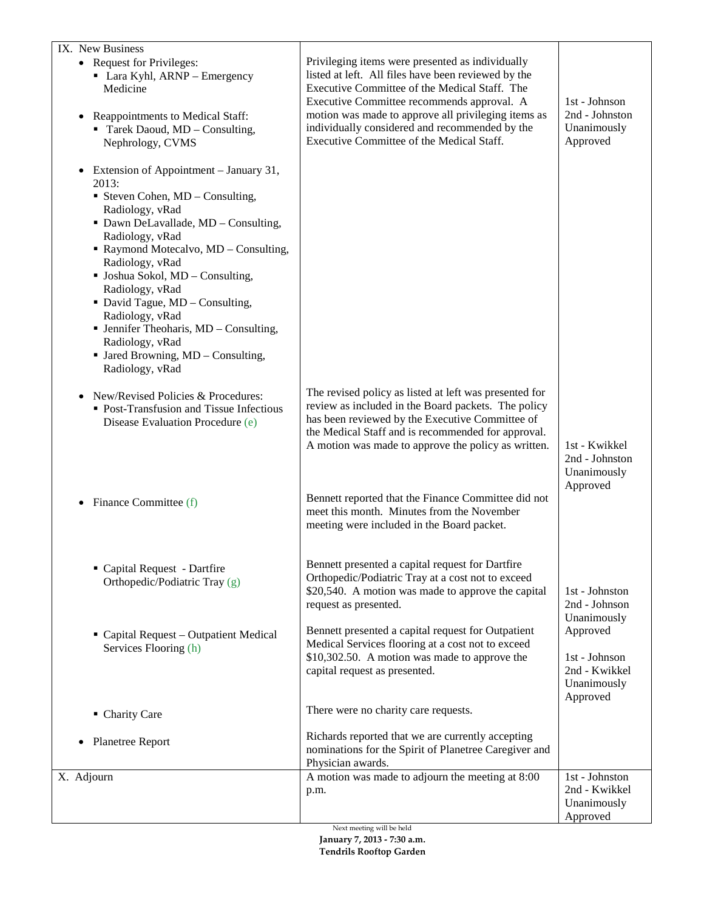| | | |
|---|---|---|
| IX. New Business<br>• Request for Privileges:<br>▪ Lara Kyhl, ARNP – Emergency Medicine<br><br>• Reappointments to Medical Staff:<br>▪ Tarek Daoud, MD – Consulting, Nephrology, CVMS<br><br>• Extension of Appointment – January 31, 2013:<br>▪ Steven Cohen, MD – Consulting, Radiology, vRad<br>▪ Dawn DeLavallade, MD – Consulting, Radiology, vRad<br>▪ Raymond Motecalvo, MD – Consulting, Radiology, vRad<br>▪ Joshua Sokol, MD – Consulting, Radiology, vRad<br>▪ David Tague, MD – Consulting, Radiology, vRad<br>▪ Jennifer Theoharis, MD – Consulting, Radiology, vRad<br>▪ Jared Browning, MD – Consulting, Radiology, vRad | Privileging items were presented as individually listed at left. All files have been reviewed by the Executive Committee of the Medical Staff. The Executive Committee recommends approval. A motion was made to approve all privileging items as individually considered and recommended by the Executive Committee of the Medical Staff. | 1st - Johnson<br>2nd - Johnston<br>Unanimously Approved |
| • New/Revised Policies & Procedures:<br>▪ Post-Transfusion and Tissue Infectious Disease Evaluation Procedure (e) | The revised policy as listed at left was presented for review as included in the Board packets. The policy has been reviewed by the Executive Committee of the Medical Staff and is recommended for approval. A motion was made to approve the policy as written. | 1st - Kwikkel<br>2nd - Johnston<br>Unanimously Approved |
| • Finance Committee (f) | Bennett reported that the Finance Committee did not meet this month. Minutes from the November meeting were included in the Board packet. | |
| ▪ Capital Request - Dartfire Orthopedic/Podiatric Tray (g) | Bennett presented a capital request for Dartfire Orthopedic/Podiatric Tray at a cost not to exceed $20,540. A motion was made to approve the capital request as presented. | 1st - Johnston<br>2nd - Johnson<br>Unanimously Approved |
| ▪ Capital Request – Outpatient Medical Services Flooring (h) | Bennett presented a capital request for Outpatient Medical Services flooring at a cost not to exceed $10,302.50. A motion was made to approve the capital request as presented. | 1st - Johnson<br>2nd - Kwikkel<br>Unanimously Approved |
| ▪ Charity Care | There were no charity care requests. | |
| • Planetree Report | Richards reported that we are currently accepting nominations for the Spirit of Planetree Caregiver and Physician awards. | |
| X. Adjourn | A motion was made to adjourn the meeting at 8:00 p.m. | 1st - Johnston<br>2nd - Kwikkel<br>Unanimously Approved |

Next meeting will be held

**January 7, 2013 - 7:30 a.m.**

**Tendrils Rooftop Garden**